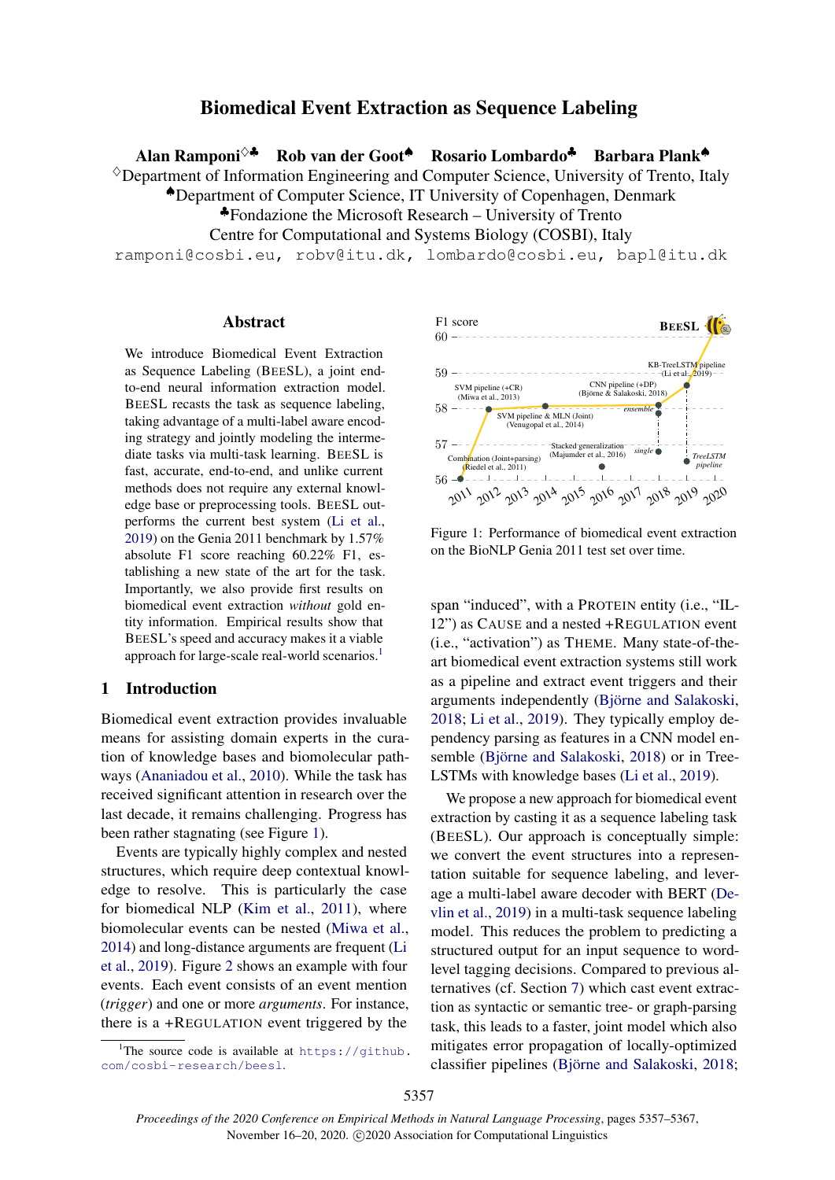# Biomedical Event Extraction as Sequence Labeling

**Alan Ramponi**[◇♣] **Rob van der Goot**[♠] **Rosario Lombardo**[♣] **Barbara Plank**[♠]

[◇]Department of Information Engineering and Computer Science, University of Trento, Italy
[♠]Department of Computer Science, IT University of Copenhagen, Denmark
[♣]Fondazione the Microsoft Research – University of Trento
Centre for Computational and Systems Biology (COSBI), Italy

ramponi@cosbi.eu, robv@itu.dk, lombardo@cosbi.eu, bapl@itu.dk

## Abstract

We introduce Biomedical Event Extraction as Sequence Labeling (BEESL), a joint end-to-end neural information extraction model. BEESL recasts the task as sequence labeling, taking advantage of a multi-label aware encoding strategy and jointly modeling the intermediate tasks via multi-task learning. BEESL is fast, accurate, end-to-end, and unlike current methods does not require any external knowledge base or preprocessing tools. BEESL outperforms the current best system (Li et al., 2019) on the Genia 2011 benchmark by 1.57% absolute F1 score reaching 60.22% F1, establishing a new state of the art for the task. Importantly, we also provide first results on biomedical event extraction *without* gold entity information. Empirical results show that BEESL's speed and accuracy makes it a viable approach for large-scale real-world scenarios.[1]

## 1 Introduction

Biomedical event extraction provides invaluable means for assisting domain experts in the curation of knowledge bases and biomolecular pathways (Ananiadou et al., 2010). While the task has received significant attention in research over the last decade, it remains challenging. Progress has been rather stagnating (see Figure 1).

Events are typically highly complex and nested structures, which require deep contextual knowledge to resolve. This is particularly the case for biomedical NLP (Kim et al., 2011), where biomolecular events can be nested (Miwa et al., 2014) and long-distance arguments are frequent (Li et al., 2019). Figure 2 shows an example with four events. Each event consists of an event mention (*trigger*) and one or more *arguments*. For instance, there is a +REGULATION event triggered by the span "induced", with a PROTEIN entity (i.e., "IL-12") as CAUSE and a nested +REGULATION event (i.e., "activation") as THEME. Many state-of-the-art biomedical event extraction systems still work as a pipeline and extract event triggers and their arguments independently (Björne and Salakoski, 2018; Li et al., 2019). They typically employ dependency parsing as features in a CNN model ensemble (Björne and Salakoski, 2018) or in Tree-LSTMs with knowledge bases (Li et al., 2019).

F1 score
BEESL
60
59
58
57
56
2011 2012 2013 2014 2015 2016 2017 2018 2019 2020
Combination (Joint+parsing) (Riedel et al., 2011)
SVM pipeline (+CR) (Miwa et al., 2013)
SVM pipeline & MLN (Joint) (Venugopal et al., 2014)
Stacked generalization (Majumder et al., 2016)
CNN pipeline (+DP) (Björne & Salakoski, 2018)
ensemble
single
KB-TreeLSTM pipeline (Li et al., 2019)
TreeLSTM pipeline

Figure 1: Performance of biomedical event extraction on the BioNLP Genia 2011 test set over time.

We propose a new approach for biomedical event extraction by casting it as a sequence labeling task (BEESL). Our approach is conceptually simple: we convert the event structures into a representation suitable for sequence labeling, and leverage a multi-label aware decoder with BERT (Devlin et al., 2019) in a multi-task sequence labeling model. This reduces the problem to predicting a structured output for an input sequence to word-level tagging decisions. Compared to previous alternatives (cf. Section 7) which cast event extraction as syntactic or semantic tree- or graph-parsing task, this leads to a faster, joint model which also mitigates error propagation of locally-optimized classifier pipelines (Björne and Salakoski, 2018;

[1]The source code is available at https://github.com/cosbi-research/beesl.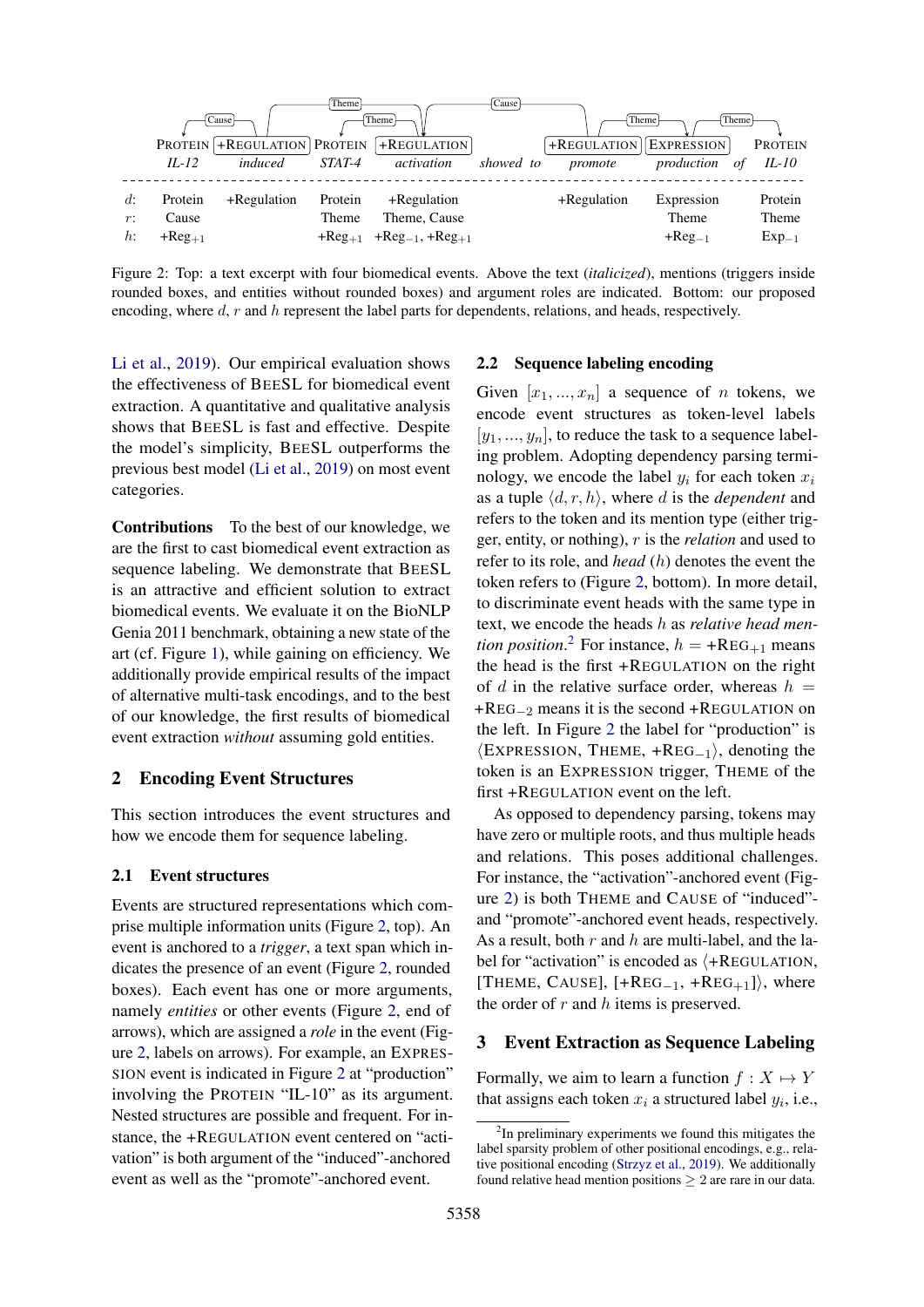| | PROTEIN | +REGULATION | PROTEIN | +REGULATION | | PROTEIN | EXPRESSION | | PROTEIN |
|---|---|---|---|---|---|---|---|---|---|
| | *IL-12* | *induced* | *STAT-4* | *activation* | *showed to* | *promote* | *production* | *of* | *IL-10* |
| $d$: | Protein | +Regulation | Protein | +Regulation | | +Regulation | Expression | | Protein |
| $r$: | Cause | | Theme | Theme, Cause | | | Theme | | Theme |
| $h$: | +Reg$_{+1}$ | | +Reg$_{+1}$ | +Reg$_{-1}$, +Reg$_{+1}$ | | | +Reg$_{-1}$ | | Exp$_{-1}$ |

Figure 2: Top: a text excerpt with four biomedical events. Above the text (*italicized*), mentions (triggers inside rounded boxes, and entities without rounded boxes) and argument roles are indicated. Bottom: our proposed encoding, where $d$, $r$ and $h$ represent the label parts for dependents, relations, and heads, respectively.

Li et al., 2019). Our empirical evaluation shows the effectiveness of BEESL for biomedical event extraction. A quantitative and qualitative analysis shows that BEESL is fast and effective. Despite the model's simplicity, BEESL outperforms the previous best model (Li et al., 2019) on most event categories.

**Contributions** To the best of our knowledge, we are the first to cast biomedical event extraction as sequence labeling. We demonstrate that BEESL is an attractive and efficient solution to extract biomedical events. We evaluate it on the BioNLP Genia 2011 benchmark, obtaining a new state of the art (cf. Figure 1), while gaining on efficiency. We additionally provide empirical results of the impact of alternative multi-task encodings, and to the best of our knowledge, the first results of biomedical event extraction *without* assuming gold entities.

## 2 Encoding Event Structures

This section introduces the event structures and how we encode them for sequence labeling.

### 2.1 Event structures

Events are structured representations which comprise multiple information units (Figure 2, top). An event is anchored to a *trigger*, a text span which indicates the presence of an event (Figure 2, rounded boxes). Each event has one or more arguments, namely *entities* or other events (Figure 2, end of arrows), which are assigned a *role* in the event (Figure 2, labels on arrows). For example, an EXPRESSION event is indicated in Figure 2 at "production" involving the PROTEIN "IL-10" as its argument. Nested structures are possible and frequent. For instance, the +REGULATION event centered on "activation" is both argument of the "induced"-anchored event as well as the "promote"-anchored event.

### 2.2 Sequence labeling encoding

Given $[x_1, ..., x_n]$ a sequence of $n$ tokens, we encode event structures as token-level labels $[y_1, ..., y_n]$, to reduce the task to a sequence labeling problem. Adopting dependency parsing terminology, we encode the label $y_i$ for each token $x_i$ as a tuple $\langle d, r, h \rangle$, where $d$ is the *dependent* and refers to the token and its mention type (either trigger, entity, or nothing), $r$ is the *relation* and used to refer to its role, and *head* ($h$) denotes the event the token refers to (Figure 2, bottom). In more detail, to discriminate event heads with the same type in text, we encode the heads $h$ as *relative head mention position*.[2] For instance, $h$ = +REG$_{+1}$ means the head is the first +REGULATION on the right of $d$ in the relative surface order, whereas $h$ = +REG$_{-2}$ means it is the second +REGULATION on the left. In Figure 2 the label for "production" is $\langle$EXPRESSION, THEME, +REG$_{-1}\rangle$, denoting the token is an EXPRESSION trigger, THEME of the first +REGULATION event on the left.

As opposed to dependency parsing, tokens may have zero or multiple roots, and thus multiple heads and relations. This poses additional challenges. For instance, the "activation"-anchored event (Figure 2) is both THEME and CAUSE of "induced"- and "promote"-anchored event heads, respectively. As a result, both $r$ and $h$ are multi-label, and the label for "activation" is encoded as $\langle$+REGULATION, [THEME, CAUSE], [+REG$_{-1}$, +REG$_{+1}$]$\rangle$, where the order of $r$ and $h$ items is preserved.

## 3 Event Extraction as Sequence Labeling

Formally, we aim to learn a function $f : X \mapsto Y$ that assigns each token $x_i$ a structured label $y_i$, i.e.,

[2] In preliminary experiments we found this mitigates the label sparsity problem of other positional encodings, e.g., relative positional encoding (Strzyz et al., 2019). We additionally found relative head mention positions $\geq 2$ are rare in our data.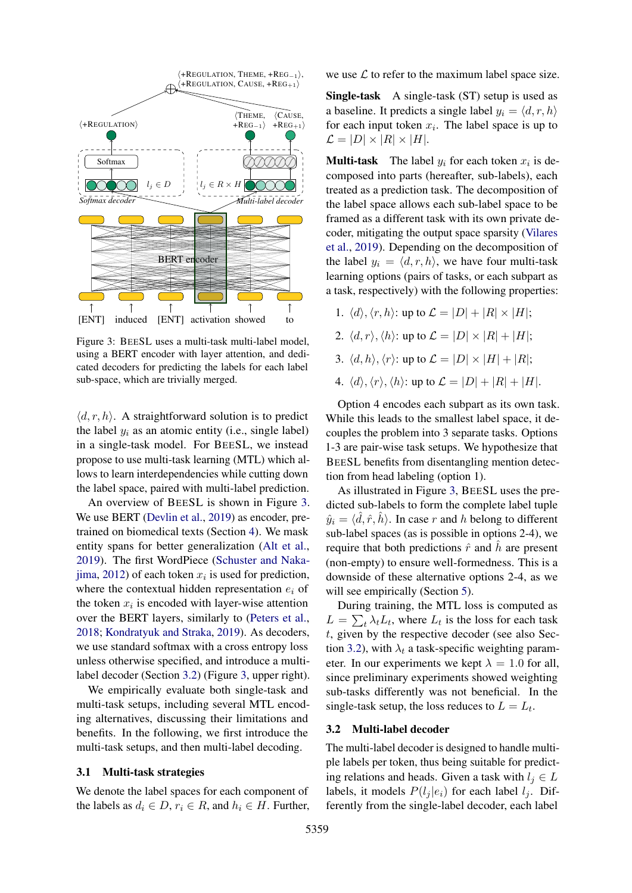Figure 3: BEESL uses a multi-task multi-label model, using a BERT encoder with layer attention, and dedicated decoders for predicting the labels for each label sub-space, which are trivially merged.

$\langle d, r, h \rangle$. A straightforward solution is to predict the label $y_i$ as an atomic entity (i.e., single label) in a single-task model. For BEESL, we instead propose to use multi-task learning (MTL) which allows to learn interdependencies while cutting down the label space, paired with multi-label prediction.

An overview of BEESL is shown in Figure 3. We use BERT (Devlin et al., 2019) as encoder, pretrained on biomedical texts (Section 4). We mask entity spans for better generalization (Alt et al., 2019). The first WordPiece (Schuster and Nakajima, 2012) of each token $x_i$ is used for prediction, where the contextual hidden representation $e_i$ of the token $x_i$ is encoded with layer-wise attention over the BERT layers, similarly to (Peters et al., 2018; Kondratyuk and Straka, 2019). As decoders, we use standard softmax with a cross entropy loss unless otherwise specified, and introduce a multi-label decoder (Section 3.2) (Figure 3, upper right).

We empirically evaluate both single-task and multi-task setups, including several MTL encoding alternatives, discussing their limitations and benefits. In the following, we first introduce the multi-task setups, and then multi-label decoding.

### 3.1 Multi-task strategies

We denote the label spaces for each component of the labels as $d_i \in D$, $r_i \in R$, and $h_i \in H$. Further, we use $\mathcal{L}$ to refer to the maximum label space size.

**Single-task** A single-task (ST) setup is used as a baseline. It predicts a single label $y_i = \langle d, r, h \rangle$ for each input token $x_i$. The label space is up to $\mathcal{L} = |D| \times |R| \times |H|$.

**Multi-task** The label $y_i$ for each token $x_i$ is decomposed into parts (hereafter, sub-labels), each treated as a prediction task. The decomposition of the label space allows each sub-label space to be framed as a different task with its own private decoder, mitigating the output space sparsity (Vilares et al., 2019). Depending on the decomposition of the label $y_i = \langle d, r, h \rangle$, we have four multi-task learning options (pairs of tasks, or each subpart as a task, respectively) with the following properties:

1. $\langle d \rangle, \langle r, h \rangle$: up to $\mathcal{L} = |D| + |R| \times |H|$;
2. $\langle d, r \rangle, \langle h \rangle$: up to $\mathcal{L} = |D| \times |R| + |H|$;
3. $\langle d, h \rangle, \langle r \rangle$: up to $\mathcal{L} = |D| \times |H| + |R|$;
4. $\langle d \rangle, \langle r \rangle, \langle h \rangle$: up to $\mathcal{L} = |D| + |R| + |H|$.

Option 4 encodes each subpart as its own task. While this leads to the smallest label space, it decouples the problem into 3 separate tasks. Options 1-3 are pair-wise task setups. We hypothesize that BEESL benefits from disentangling mention detection from head labeling (option 1).

As illustrated in Figure 3, BEESL uses the predicted sub-labels to form the complete label tuple $\hat{y}_i = \langle \hat{d}, \hat{r}, \hat{h} \rangle$. In case $r$ and $h$ belong to different sub-label spaces (as is possible in options 2-4), we require that both predictions $\hat{r}$ and $\hat{h}$ are present (non-empty) to ensure well-formedness. This is a downside of these alternative options 2-4, as we will see empirically (Section 5).

During training, the MTL loss is computed as $L = \sum_t \lambda_t L_t$, where $L_t$ is the loss for each task $t$, given by the respective decoder (see also Section 3.2), with $\lambda_t$ a task-specific weighting parameter. In our experiments we kept $\lambda = 1.0$ for all, since preliminary experiments showed weighting sub-tasks differently was not beneficial. In the single-task setup, the loss reduces to $L = L_t$.

### 3.2 Multi-label decoder

The multi-label decoder is designed to handle multiple labels per token, thus being suitable for predicting relations and heads. Given a task with $l_j \in L$ labels, it models $P(l_j|e_i)$ for each label $l_j$. Differently from the single-label decoder, each label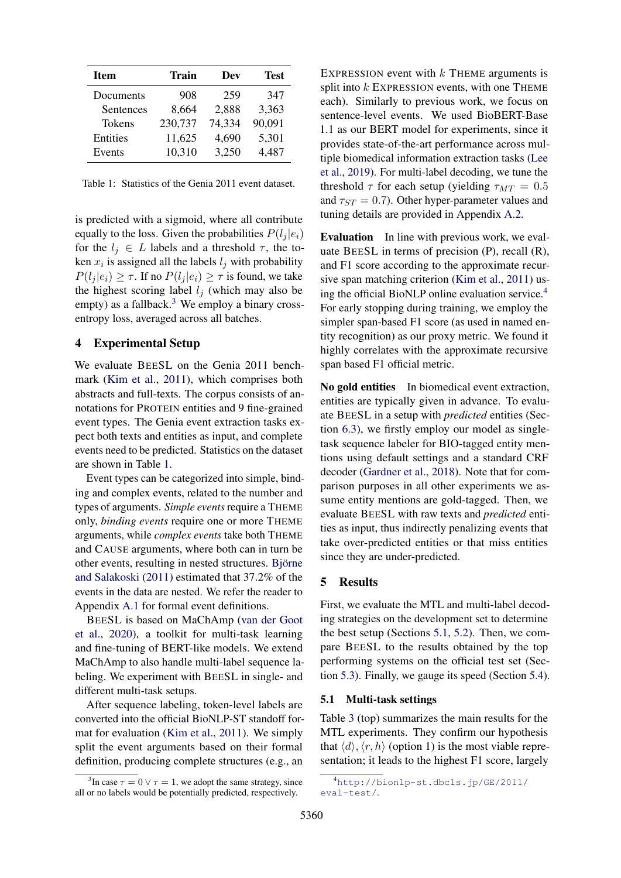| Item | Train | Dev | Test |
|---|---|---|---|
| Documents | 908 | 259 | 347 |
| Sentences | 8,664 | 2,888 | 3,363 |
| Tokens | 230,737 | 74,334 | 90,091 |
| Entities | 11,625 | 4,690 | 5,301 |
| Events | 10,310 | 3,250 | 4,487 |

Table 1: Statistics of the Genia 2011 event dataset.

is predicted with a sigmoid, where all contribute equally to the loss. Given the probabilities $P(l_j|e_i)$ for the $l_j \in L$ labels and a threshold $\tau$, the token $x_i$ is assigned all the labels $l_j$ with probability $P(l_j|e_i) \geq \tau$. If no $P(l_j|e_i) \geq \tau$ is found, we take the highest scoring label $l_j$ (which may also be empty) as a fallback.[3] We employ a binary cross-entropy loss, averaged across all batches.

## 4 Experimental Setup

We evaluate BEESL on the Genia 2011 benchmark (Kim et al., 2011), which comprises both abstracts and full-texts. The corpus consists of annotations for PROTEIN entities and 9 fine-grained event types. The Genia event extraction tasks expect both texts and entities as input, and complete events need to be predicted. Statistics on the dataset are shown in Table 1.

Event types can be categorized into simple, binding and complex events, related to the number and types of arguments. *Simple events* require a THEME only, *binding events* require one or more THEME arguments, while *complex events* take both THEME and CAUSE arguments, where both can in turn be other events, resulting in nested structures. Björne and Salakoski (2011) estimated that 37.2% of the events in the data are nested. We refer the reader to Appendix A.1 for formal event definitions.

BEESL is based on MaChAmp (van der Goot et al., 2020), a toolkit for multi-task learning and fine-tuning of BERT-like models. We extend MaChAmp to also handle multi-label sequence labeling. We experiment with BEESL in single- and different multi-task setups.

After sequence labeling, token-level labels are converted into the official BioNLP-ST standoff format for evaluation (Kim et al., 2011). We simply split the event arguments based on their formal definition, producing complete structures (e.g., an EXPRESSION event with $k$ THEME arguments is split into $k$ EXPRESSION events, with one THEME each). Similarly to previous work, we focus on sentence-level events. We used BioBERT-Base 1.1 as our BERT model for experiments, since it provides state-of-the-art performance across multiple biomedical information extraction tasks (Lee et al., 2019). For multi-label decoding, we tune the threshold $\tau$ for each setup (yielding $\tau_{MT} = 0.5$ and $\tau_{ST} = 0.7$). Other hyper-parameter values and tuning details are provided in Appendix A.2.

**Evaluation** In line with previous work, we evaluate BEESL in terms of precision (P), recall (R), and F1 score according to the approximate recursive span matching criterion (Kim et al., 2011) using the official BioNLP online evaluation service.[4] For early stopping during training, we employ the simpler span-based F1 score (as used in named entity recognition) as our proxy metric. We found it highly correlates with the approximate recursive span based F1 official metric.

**No gold entities** In biomedical event extraction, entities are typically given in advance. To evaluate BEESL in a setup with *predicted* entities (Section 6.3), we firstly employ our model as single-task sequence labeler for BIO-tagged entity mentions using default settings and a standard CRF decoder (Gardner et al., 2018). Note that for comparison purposes in all other experiments we assume entity mentions are gold-tagged. Then, we evaluate BEESL with raw texts and *predicted* entities as input, thus indirectly penalizing events that take over-predicted entities or that miss entities since they are under-predicted.

## 5 Results

First, we evaluate the MTL and multi-label decoding strategies on the development set to determine the best setup (Sections 5.1, 5.2). Then, we compare BEESL to the results obtained by the top performing systems on the official test set (Section 5.3). Finally, we gauge its speed (Section 5.4).

### 5.1 Multi-task settings

Table 3 (top) summarizes the main results for the MTL experiments. They confirm our hypothesis that $\langle d \rangle, \langle r, h \rangle$ (option 1) is the most viable representation; it leads to the highest F1 score, largely

[3] In case $\tau = 0 \vee \tau = 1$, we adopt the same strategy, since all or no labels would be potentially predicted, respectively.

[4] http://bionlp-st.dbcls.jp/GE/2011/eval-test/.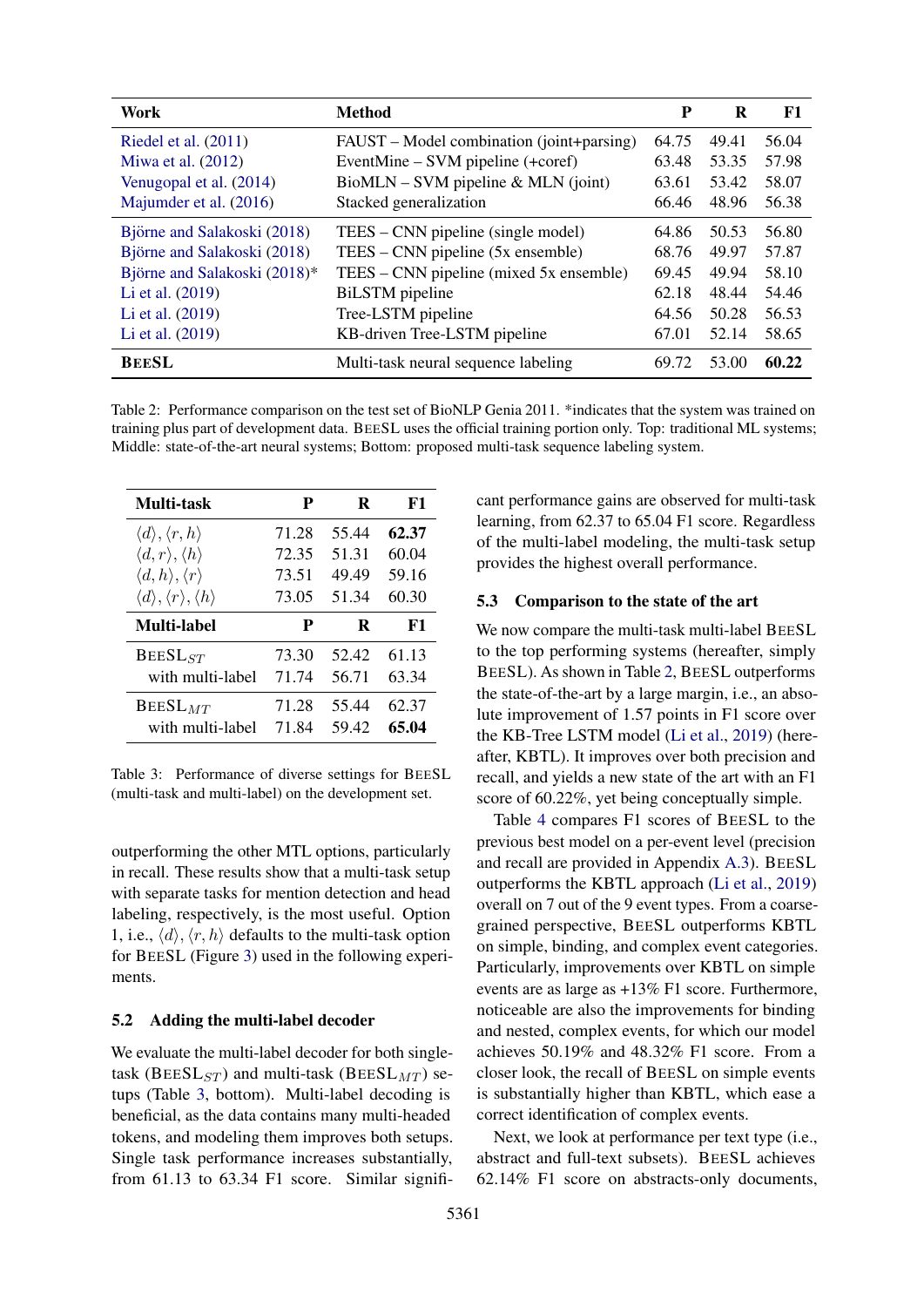| Work | Method | P | R | F1 |
|---|---|---|---|---|
| Riedel et al. (2011) | FAUST – Model combination (joint+parsing) | 64.75 | 49.41 | 56.04 |
| Miwa et al. (2012) | EventMine – SVM pipeline (+coref) | 63.48 | 53.35 | 57.98 |
| Venugopal et al. (2014) | BioMLN – SVM pipeline & MLN (joint) | 63.61 | 53.42 | 58.07 |
| Majumder et al. (2016) | Stacked generalization | 66.46 | 48.96 | 56.38 |
| Björne and Salakoski (2018) | TEES – CNN pipeline (single model) | 64.86 | 50.53 | 56.80 |
| Björne and Salakoski (2018) | TEES – CNN pipeline (5x ensemble) | 68.76 | 49.97 | 57.87 |
| Björne and Salakoski (2018)* | TEES – CNN pipeline (mixed 5x ensemble) | 69.45 | 49.94 | 58.10 |
| Li et al. (2019) | BiLSTM pipeline | 62.18 | 48.44 | 54.46 |
| Li et al. (2019) | Tree-LSTM pipeline | 64.56 | 50.28 | 56.53 |
| Li et al. (2019) | KB-driven Tree-LSTM pipeline | 67.01 | 52.14 | 58.65 |
| **BEESL** | Multi-task neural sequence labeling | 69.72 | 53.00 | **60.22** |

Table 2: Performance comparison on the test set of BioNLP Genia 2011. *indicates that the system was trained on training plus part of development data. BEESL uses the official training portion only. Top: traditional ML systems; Middle: state-of-the-art neural systems; Bottom: proposed multi-task sequence labeling system.

| **Multi-task** | **P** | **R** | **F1** |
|---|---|---|---|
| $\langle d \rangle, \langle r, h \rangle$ | 71.28 | 55.44 | **62.37** |
| $\langle d, r \rangle, \langle h \rangle$ | 72.35 | 51.31 | 60.04 |
| $\langle d, h \rangle, \langle r \rangle$ | 73.51 | 49.49 | 59.16 |
| $\langle d \rangle, \langle r \rangle, \langle h \rangle$ | 73.05 | 51.34 | 60.30 |
| **Multi-label** | **P** | **R** | **F1** |
| BEESL$_{ST}$ | 73.30 | 52.42 | 61.13 |
| with multi-label | 71.74 | 56.71 | 63.34 |
| BEESL$_{MT}$ | 71.28 | 55.44 | 62.37 |
| with multi-label | 71.84 | 59.42 | **65.04** |

Table 3: Performance of diverse settings for BEESL (multi-task and multi-label) on the development set.

outperforming the other MTL options, particularly in recall. These results show that a multi-task setup with separate tasks for mention detection and head labeling, respectively, is the most useful. Option 1, i.e., $\langle d \rangle, \langle r, h \rangle$ defaults to the multi-task option for BEESL (Figure 3) used in the following experiments.

### 5.2 Adding the multi-label decoder

We evaluate the multi-label decoder for both single-task (BEESL$_{ST}$) and multi-task (BEESL$_{MT}$) setups (Table 3, bottom). Multi-label decoding is beneficial, as the data contains many multi-headed tokens, and modeling them improves both setups. Single task performance increases substantially, from 61.13 to 63.34 F1 score. Similar significant performance gains are observed for multi-task learning, from 62.37 to 65.04 F1 score. Regardless of the multi-label modeling, the multi-task setup provides the highest overall performance.

### 5.3 Comparison to the state of the art

We now compare the multi-task multi-label BEESL to the top performing systems (hereafter, simply BEESL). As shown in Table 2, BEESL outperforms the state-of-the-art by a large margin, i.e., an absolute improvement of 1.57 points in F1 score over the KB-Tree LSTM model (Li et al., 2019) (hereafter, KBTL). It improves over both precision and recall, and yields a new state of the art with an F1 score of 60.22%, yet being conceptually simple.

Table 4 compares F1 scores of BEESL to the previous best model on a per-event level (precision and recall are provided in Appendix A.3). BEESL outperforms the KBTL approach (Li et al., 2019) overall on 7 out of the 9 event types. From a coarse-grained perspective, BEESL outperforms KBTL on simple, binding, and complex event categories. Particularly, improvements over KBTL on simple events are as large as +13% F1 score. Furthermore, noticeable are also the improvements for binding and nested, complex events, for which our model achieves 50.19% and 48.32% F1 score. From a closer look, the recall of BEESL on simple events is substantially higher than KBTL, which ease a correct identification of complex events.

Next, we look at performance per text type (i.e., abstract and full-text subsets). BEESL achieves 62.14% F1 score on abstracts-only documents,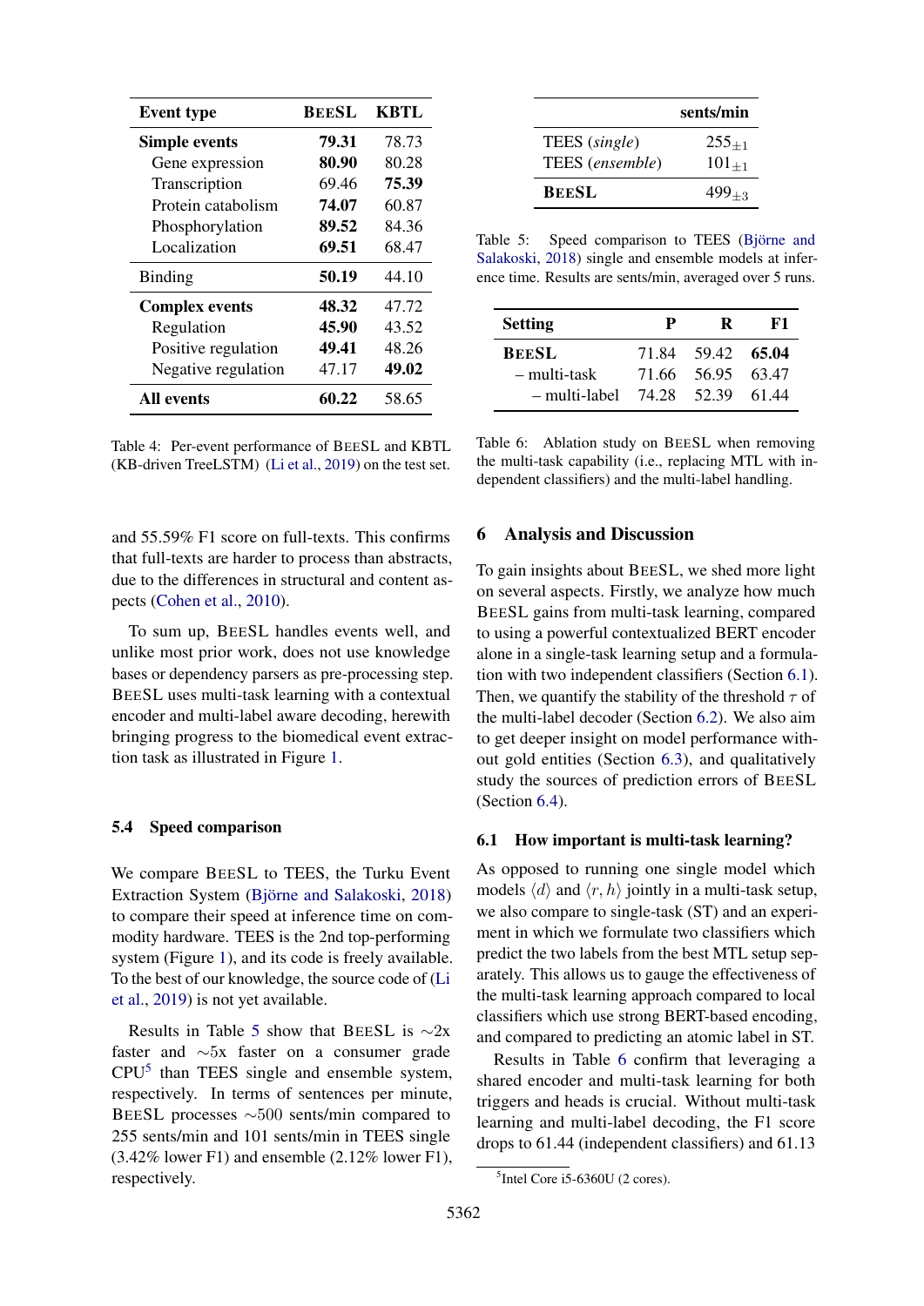| **Event type** | **BEESL** | **KBTL** |
|---|---|---|
| **Simple events** | **79.31** | 78.73 |
| Gene expression | **80.90** | 80.28 |
| Transcription | 69.46 | **75.39** |
| Protein catabolism | **74.07** | 60.87 |
| Phosphorylation | **89.52** | 84.36 |
| Localization | **69.51** | 68.47 |
| Binding | **50.19** | 44.10 |
| **Complex events** | **48.32** | 47.72 |
| Regulation | **45.90** | 43.52 |
| Positive regulation | **49.41** | 48.26 |
| Negative regulation | 47.17 | **49.02** |
| **All events** | **60.22** | 58.65 |

Table 4: Per-event performance of BEESL and KBTL (KB-driven TreeLSTM) (Li et al., 2019) on the test set.

| | **sents/min** |
|---|---|
| TEES (*single*) | $255_{\pm 1}$ |
| TEES (*ensemble*) | $101_{\pm 1}$ |
| **BEESL** | $499_{\pm 3}$ |

Table 5: Speed comparison to TEES (Björne and Salakoski, 2018) single and ensemble models at inference time. Results are sents/min, averaged over 5 runs.

| **Setting** | **P** | **R** | **F1** |
|---|---|---|---|
| **BEESL** | 71.84 | 59.42 | **65.04** |
| – multi-task | 71.66 | 56.95 | 63.47 |
| – multi-label | 74.28 | 52.39 | 61.44 |

Table 6: Ablation study on BEESL when removing the multi-task capability (i.e., replacing MTL with independent classifiers) and the multi-label handling.

and 55.59% F1 score on full-texts. This confirms that full-texts are harder to process than abstracts, due to the differences in structural and content aspects (Cohen et al., 2010).

To sum up, BEESL handles events well, and unlike most prior work, does not use knowledge bases or dependency parsers as pre-processing step. BEESL uses multi-task learning with a contextual encoder and multi-label aware decoding, herewith bringing progress to the biomedical event extraction task as illustrated in Figure 1.

### 5.4 Speed comparison

We compare BEESL to TEES, the Turku Event Extraction System (Björne and Salakoski, 2018) to compare their speed at inference time on commodity hardware. TEES is the 2nd top-performing system (Figure 1), and its code is freely available. To the best of our knowledge, the source code of (Li et al., 2019) is not yet available.

Results in Table 5 show that BEESL is ∼2x faster and ∼5x faster on a consumer grade CPU[5] than TEES single and ensemble system, respectively. In terms of sentences per minute, BEESL processes ∼500 sents/min compared to 255 sents/min and 101 sents/min in TEES single (3.42% lower F1) and ensemble (2.12% lower F1), respectively.

## 6 Analysis and Discussion

To gain insights about BEESL, we shed more light on several aspects. Firstly, we analyze how much BEESL gains from multi-task learning, compared to using a powerful contextualized BERT encoder alone in a single-task learning setup and a formulation with two independent classifiers (Section 6.1). Then, we quantify the stability of the threshold $\tau$ of the multi-label decoder (Section 6.2). We also aim to get deeper insight on model performance without gold entities (Section 6.3), and qualitatively study the sources of prediction errors of BEESL (Section 6.4).

### 6.1 How important is multi-task learning?

As opposed to running one single model which models $\langle d \rangle$ and $\langle r, h \rangle$ jointly in a multi-task setup, we also compare to single-task (ST) and an experiment in which we formulate two classifiers which predict the two labels from the best MTL setup separately. This allows us to gauge the effectiveness of the multi-task learning approach compared to local classifiers which use strong BERT-based encoding, and compared to predicting an atomic label in ST.

Results in Table 6 confirm that leveraging a shared encoder and multi-task learning for both triggers and heads is crucial. Without multi-task learning and multi-label decoding, the F1 score drops to 61.44 (independent classifiers) and 61.13

[5] Intel Core i5-6360U (2 cores).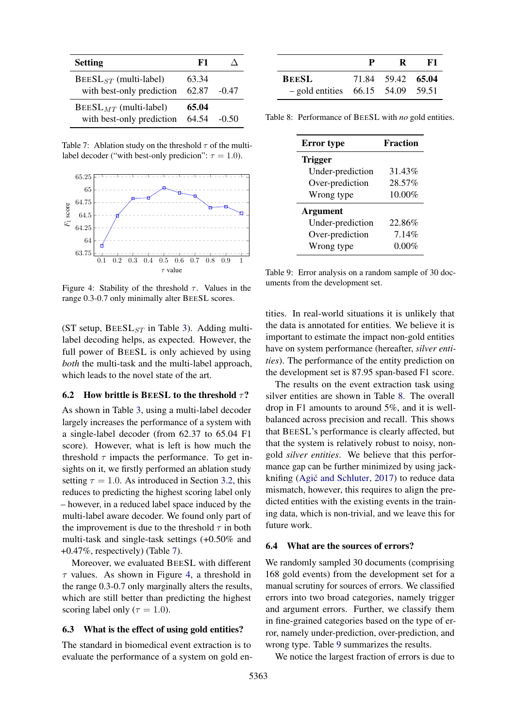| Setting | F1 | Δ |
|---|---|---|
| BEESL$_{ST}$ (multi-label) | 63.34 | |
| with best-only prediction | 62.87 | -0.47 |
| BEESL$_{MT}$ (multi-label) | **65.04** | |
| with best-only prediction | 64.54 | -0.50 |

Table 7: Ablation study on the threshold $\tau$ of the multi-label decoder ("with best-only predicion": $\tau = 1.0$).

65.25
65
64.75
64.5
64.25
64
63.75
$F_1$ score
0.1 0.2 0.3 0.4 0.5 0.6 0.7 0.8 0.9 1
$\tau$ value

Figure 4: Stability of the threshold $\tau$. Values in the range 0.3-0.7 only minimally alter BEESL scores.

(ST setup, BEESL$_{ST}$ in Table 3). Adding multi-label decoding helps, as expected. However, the full power of BEESL is only achieved by using *both* the multi-task and the multi-label approach, which leads to the novel state of the art.

### 6.2 How brittle is BEESL to the threshold $\tau$?

As shown in Table 3, using a multi-label decoder largely increases the performance of a system with a single-label decoder (from 62.37 to 65.04 F1 score). However, what is left is how much the threshold $\tau$ impacts the performance. To get insights on it, we firstly performed an ablation study setting $\tau = 1.0$. As introduced in Section 3.2, this reduces to predicting the highest scoring label only – however, in a reduced label space induced by the multi-label aware decoder. We found only part of the improvement is due to the threshold $\tau$ in both multi-task and single-task settings (+0.50% and +0.47%, respectively) (Table 7).

Moreover, we evaluated BEESL with different $\tau$ values. As shown in Figure 4, a threshold in the range 0.3-0.7 only marginally alters the results, which are still better than predicting the highest scoring label only ($\tau = 1.0$).

### 6.3 What is the effect of using gold entities?

The standard in biomedical event extraction is to evaluate the performance of a system on gold entities. In real-world situations it is unlikely that the data is annotated for entities. We believe it is important to estimate the impact non-gold entities have on system performance (hereafter, *silver entities*). The performance of the entity prediction on the development set is 87.95 span-based F1 score.

| | P | R | F1 |
|---|---|---|---|
| **BEESL** | 71.84 | 59.42 | **65.04** |
| – gold entities | 66.15 | 54.09 | 59.51 |

Table 8: Performance of BEESL with *no* gold entities.

| Error type | Fraction |
|---|---|
| **Trigger** | |
| Under-prediction | 31.43% |
| Over-prediction | 28.57% |
| Wrong type | 10.00% |
| **Argument** | |
| Under-prediction | 22.86% |
| Over-prediction | 7.14% |
| Wrong type | 0.00% |

Table 9: Error analysis on a random sample of 30 documents from the development set.

The results on the event extraction task using silver entities are shown in Table 8. The overall drop in F1 amounts to around 5%, and it is well-balanced across precision and recall. This shows that BEESL's performance is clearly affected, but that the system is relatively robust to noisy, non-gold *silver entities*. We believe that this performance gap can be further minimized by using jackknifing (Agić and Schluter, 2017) to reduce data mismatch, however, this requires to align the predicted entities with the existing events in the training data, which is non-trivial, and we leave this for future work.

### 6.4 What are the sources of errors?

We randomly sampled 30 documents (comprising 168 gold events) from the development set for a manual scrutiny for sources of errors. We classified errors into two broad categories, namely trigger and argument errors. Further, we classify them in fine-grained categories based on the type of error, namely under-prediction, over-prediction, and wrong type. Table 9 summarizes the results.

We notice the largest fraction of errors is due to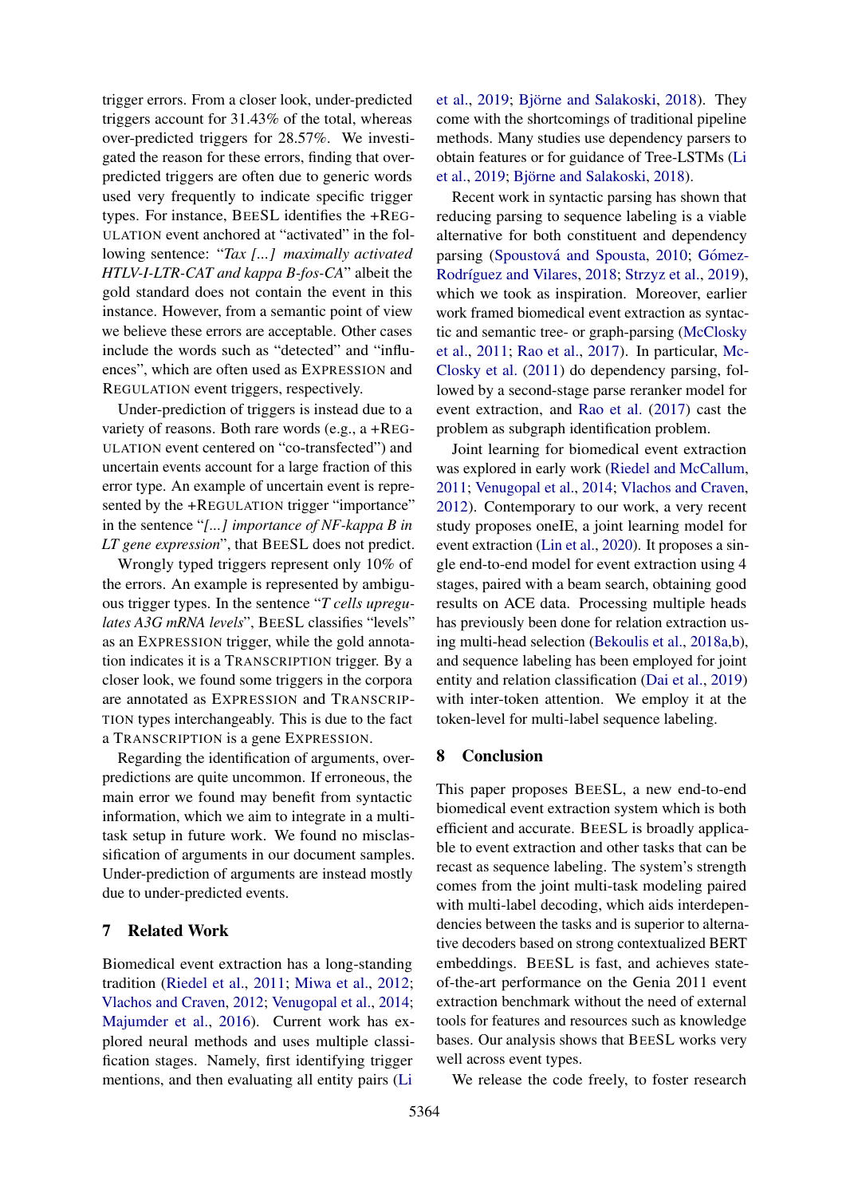trigger errors. From a closer look, under-predicted triggers account for 31.43% of the total, whereas over-predicted triggers for 28.57%. We investigated the reason for these errors, finding that over-predicted triggers are often due to generic words used very frequently to indicate specific trigger types. For instance, BEESL identifies the +REGULATION event anchored at "activated" in the following sentence: "*Tax [...] maximally activated HTLV-I-LTR-CAT and kappa B-fos-CA*" albeit the gold standard does not contain the event in this instance. However, from a semantic point of view we believe these errors are acceptable. Other cases include the words such as "detected" and "influences", which are often used as EXPRESSION and REGULATION event triggers, respectively.

Under-prediction of triggers is instead due to a variety of reasons. Both rare words (e.g., a +REGULATION event centered on "co-transfected") and uncertain events account for a large fraction of this error type. An example of uncertain event is represented by the +REGULATION trigger "importance" in the sentence "*[...] importance of NF-kappa B in LT gene expression*", that BEESL does not predict.

Wrongly typed triggers represent only 10% of the errors. An example is represented by ambiguous trigger types. In the sentence "*T cells upregulates A3G mRNA levels*", BEESL classifies "levels" as an EXPRESSION trigger, while the gold annotation indicates it is a TRANSCRIPTION trigger. By a closer look, we found some triggers in the corpora are annotated as EXPRESSION and TRANSCRIPTION types interchangeably. This is due to the fact a TRANSCRIPTION is a gene EXPRESSION.

Regarding the identification of arguments, over-predictions are quite uncommon. If erroneous, the main error we found may benefit from syntactic information, which we aim to integrate in a multi-task setup in future work. We found no misclassification of arguments in our document samples. Under-prediction of arguments are instead mostly due to under-predicted events.

## 7 Related Work

Biomedical event extraction has a long-standing tradition (Riedel et al., 2011; Miwa et al., 2012; Vlachos and Craven, 2012; Venugopal et al., 2014; Majumder et al., 2016). Current work has explored neural methods and uses multiple classification stages. Namely, first identifying trigger mentions, and then evaluating all entity pairs (Li et al., 2019; Björne and Salakoski, 2018). They come with the shortcomings of traditional pipeline methods. Many studies use dependency parsers to obtain features or for guidance of Tree-LSTMs (Li et al., 2019; Björne and Salakoski, 2018).

Recent work in syntactic parsing has shown that reducing parsing to sequence labeling is a viable alternative for both constituent and dependency parsing (Spoustová and Spousta, 2010; Gómez-Rodríguez and Vilares, 2018; Strzyz et al., 2019), which we took as inspiration. Moreover, earlier work framed biomedical event extraction as syntactic and semantic tree- or graph-parsing (McClosky et al., 2011; Rao et al., 2017). In particular, McClosky et al. (2011) do dependency parsing, followed by a second-stage parse reranker model for event extraction, and Rao et al. (2017) cast the problem as subgraph identification problem.

Joint learning for biomedical event extraction was explored in early work (Riedel and McCallum, 2011; Venugopal et al., 2014; Vlachos and Craven, 2012). Contemporary to our work, a very recent study proposes oneIE, a joint learning model for event extraction (Lin et al., 2020). It proposes a single end-to-end model for event extraction using 4 stages, paired with a beam search, obtaining good results on ACE data. Processing multiple heads has previously been done for relation extraction using multi-head selection (Bekoulis et al., 2018a,b), and sequence labeling has been employed for joint entity and relation classification (Dai et al., 2019) with inter-token attention. We employ it at the token-level for multi-label sequence labeling.

## 8 Conclusion

This paper proposes BEESL, a new end-to-end biomedical event extraction system which is both efficient and accurate. BEESL is broadly applicable to event extraction and other tasks that can be recast as sequence labeling. The system's strength comes from the joint multi-task modeling paired with multi-label decoding, which aids interdependencies between the tasks and is superior to alternative decoders based on strong contextualized BERT embeddings. BEESL is fast, and achieves state-of-the-art performance on the Genia 2011 event extraction benchmark without the need of external tools for features and resources such as knowledge bases. Our analysis shows that BEESL works very well across event types.

We release the code freely, to foster research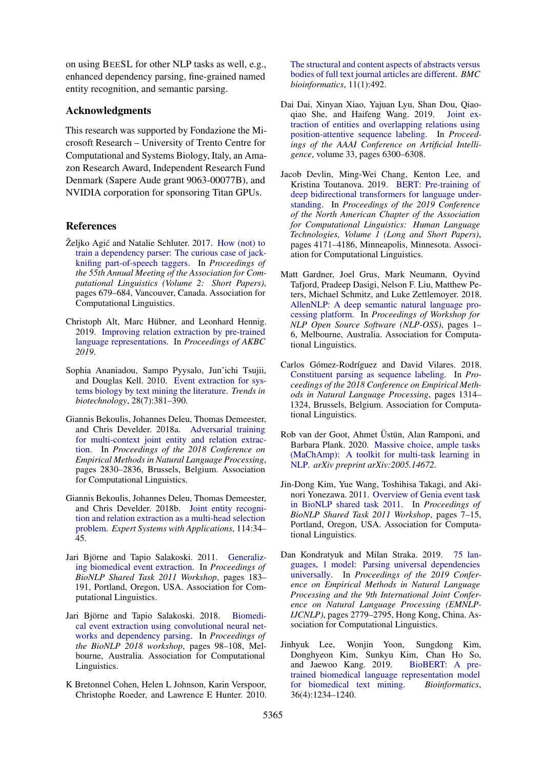on using BEESL for other NLP tasks as well, e.g., enhanced dependency parsing, fine-grained named entity recognition, and semantic parsing.

## Acknowledgments

This research was supported by Fondazione the Microsoft Research – University of Trento Centre for Computational and Systems Biology, Italy, an Amazon Research Award, Independent Research Fund Denmark (Sapere Aude grant 9063-00077B), and NVIDIA corporation for sponsoring Titan GPUs.

## References

Željko Agić and Natalie Schluter. 2017. How (not) to train a dependency parser: The curious case of jackknifing part-of-speech taggers. In *Proceedings of the 55th Annual Meeting of the Association for Computational Linguistics (Volume 2: Short Papers)*, pages 679–684, Vancouver, Canada. Association for Computational Linguistics.

Christoph Alt, Marc Hübner, and Leonhard Hennig. 2019. Improving relation extraction by pre-trained language representations. In *Proceedings of AKBC 2019*.

Sophia Ananiadou, Sampo Pyysalo, Jun'ichi Tsujii, and Douglas Kell. 2010. Event extraction for systems biology by text mining the literature. *Trends in biotechnology*, 28(7):381–390.

Giannis Bekoulis, Johannes Deleu, Thomas Demeester, and Chris Develder. 2018a. Adversarial training for multi-context joint entity and relation extraction. In *Proceedings of the 2018 Conference on Empirical Methods in Natural Language Processing*, pages 2830–2836, Brussels, Belgium. Association for Computational Linguistics.

Giannis Bekoulis, Johannes Deleu, Thomas Demeester, and Chris Develder. 2018b. Joint entity recognition and relation extraction as a multi-head selection problem. *Expert Systems with Applications*, 114:34–45.

Jari Björne and Tapio Salakoski. 2011. Generalizing biomedical event extraction. In *Proceedings of BioNLP Shared Task 2011 Workshop*, pages 183–191, Portland, Oregon, USA. Association for Computational Linguistics.

Jari Björne and Tapio Salakoski. 2018. Biomedical event extraction using convolutional neural networks and dependency parsing. In *Proceedings of the BioNLP 2018 workshop*, pages 98–108, Melbourne, Australia. Association for Computational Linguistics.

K Bretonnel Cohen, Helen L Johnson, Karin Verspoor, Christophe Roeder, and Lawrence E Hunter. 2010. The structural and content aspects of abstracts versus bodies of full text journal articles are different. *BMC bioinformatics*, 11(1):492.

Dai Dai, Xinyan Xiao, Yajuan Lyu, Shan Dou, Qiaoqiao She, and Haifeng Wang. 2019. Joint extraction of entities and overlapping relations using position-attentive sequence labeling. In *Proceedings of the AAAI Conference on Artificial Intelligence*, volume 33, pages 6300–6308.

Jacob Devlin, Ming-Wei Chang, Kenton Lee, and Kristina Toutanova. 2019. BERT: Pre-training of deep bidirectional transformers for language understanding. In *Proceedings of the 2019 Conference of the North American Chapter of the Association for Computational Linguistics: Human Language Technologies, Volume 1 (Long and Short Papers)*, pages 4171–4186, Minneapolis, Minnesota. Association for Computational Linguistics.

Matt Gardner, Joel Grus, Mark Neumann, Oyvind Tafjord, Pradeep Dasigi, Nelson F. Liu, Matthew Peters, Michael Schmitz, and Luke Zettlemoyer. 2018. AllenNLP: A deep semantic natural language processing platform. In *Proceedings of Workshop for NLP Open Source Software (NLP-OSS)*, pages 1–6, Melbourne, Australia. Association for Computational Linguistics.

Carlos Gómez-Rodríguez and David Vilares. 2018. Constituent parsing as sequence labeling. In *Proceedings of the 2018 Conference on Empirical Methods in Natural Language Processing*, pages 1314–1324, Brussels, Belgium. Association for Computational Linguistics.

Rob van der Goot, Ahmet Üstün, Alan Ramponi, and Barbara Plank. 2020. Massive choice, ample tasks (MaChAmp): A toolkit for multi-task learning in NLP. *arXiv preprint arXiv:2005.14672*.

Jin-Dong Kim, Yue Wang, Toshihisa Takagi, and Akinori Yonezawa. 2011. Overview of Genia event task in BioNLP shared task 2011. In *Proceedings of BioNLP Shared Task 2011 Workshop*, pages 7–15, Portland, Oregon, USA. Association for Computational Linguistics.

Dan Kondratyuk and Milan Straka. 2019. 75 languages, 1 model: Parsing universal dependencies universally. In *Proceedings of the 2019 Conference on Empirical Methods in Natural Language Processing and the 9th International Joint Conference on Natural Language Processing (EMNLP-IJCNLP)*, pages 2779–2795, Hong Kong, China. Association for Computational Linguistics.

Jinhyuk Lee, Wonjin Yoon, Sungdong Kim, Donghyeon Kim, Sunkyu Kim, Chan Ho So, and Jaewoo Kang. 2019. BioBERT: A pre-trained biomedical language representation model for biomedical text mining. *Bioinformatics*, 36(4):1234–1240.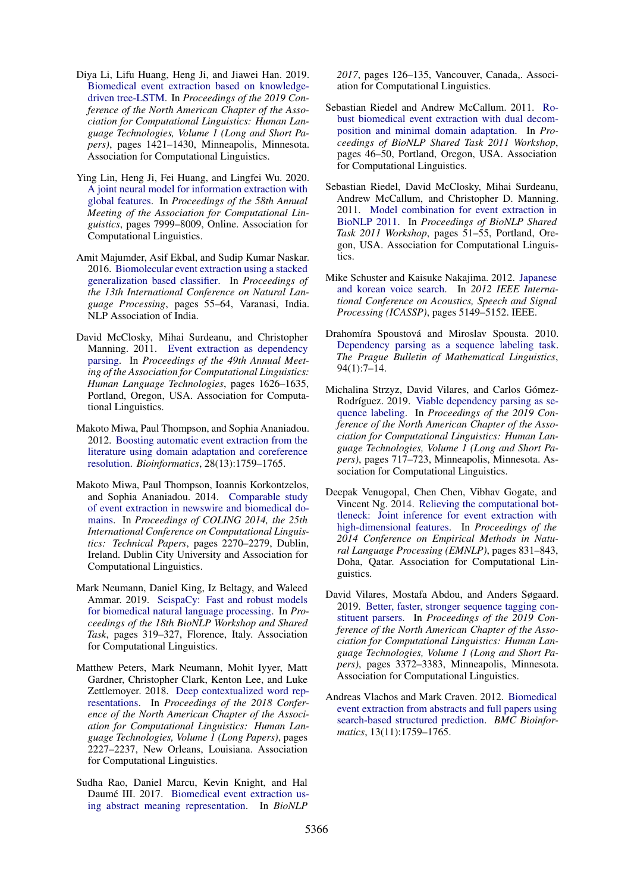Diya Li, Lifu Huang, Heng Ji, and Jiawei Han. 2019. Biomedical event extraction based on knowledge-driven tree-LSTM. In *Proceedings of the 2019 Conference of the North American Chapter of the Association for Computational Linguistics: Human Language Technologies, Volume 1 (Long and Short Papers)*, pages 1421–1430, Minneapolis, Minnesota. Association for Computational Linguistics.

Ying Lin, Heng Ji, Fei Huang, and Lingfei Wu. 2020. A joint neural model for information extraction with global features. In *Proceedings of the 58th Annual Meeting of the Association for Computational Linguistics*, pages 7999–8009, Online. Association for Computational Linguistics.

Amit Majumder, Asif Ekbal, and Sudip Kumar Naskar. 2016. Biomolecular event extraction using a stacked generalization based classifier. In *Proceedings of the 13th International Conference on Natural Language Processing*, pages 55–64, Varanasi, India. NLP Association of India.

David McClosky, Mihai Surdeanu, and Christopher Manning. 2011. Event extraction as dependency parsing. In *Proceedings of the 49th Annual Meeting of the Association for Computational Linguistics: Human Language Technologies*, pages 1626–1635, Portland, Oregon, USA. Association for Computational Linguistics.

Makoto Miwa, Paul Thompson, and Sophia Ananiadou. 2012. Boosting automatic event extraction from the literature using domain adaptation and coreference resolution. *Bioinformatics*, 28(13):1759–1765.

Makoto Miwa, Paul Thompson, Ioannis Korkontzelos, and Sophia Ananiadou. 2014. Comparable study of event extraction in newswire and biomedical domains. In *Proceedings of COLING 2014, the 25th International Conference on Computational Linguistics: Technical Papers*, pages 2270–2279, Dublin, Ireland. Dublin City University and Association for Computational Linguistics.

Mark Neumann, Daniel King, Iz Beltagy, and Waleed Ammar. 2019. ScispaCy: Fast and robust models for biomedical natural language processing. In *Proceedings of the 18th BioNLP Workshop and Shared Task*, pages 319–327, Florence, Italy. Association for Computational Linguistics.

Matthew Peters, Mark Neumann, Mohit Iyyer, Matt Gardner, Christopher Clark, Kenton Lee, and Luke Zettlemoyer. 2018. Deep contextualized word representations. In *Proceedings of the 2018 Conference of the North American Chapter of the Association for Computational Linguistics: Human Language Technologies, Volume 1 (Long Papers)*, pages 2227–2237, New Orleans, Louisiana. Association for Computational Linguistics.

Sudha Rao, Daniel Marcu, Kevin Knight, and Hal Daumé III. 2017. Biomedical event extraction using abstract meaning representation. In *BioNLP 2017*, pages 126–135, Vancouver, Canada,. Association for Computational Linguistics.

Sebastian Riedel and Andrew McCallum. 2011. Robust biomedical event extraction with dual decomposition and minimal domain adaptation. In *Proceedings of BioNLP Shared Task 2011 Workshop*, pages 46–50, Portland, Oregon, USA. Association for Computational Linguistics.

Sebastian Riedel, David McClosky, Mihai Surdeanu, Andrew McCallum, and Christopher D. Manning. 2011. Model combination for event extraction in BioNLP 2011. In *Proceedings of BioNLP Shared Task 2011 Workshop*, pages 51–55, Portland, Oregon, USA. Association for Computational Linguistics.

Mike Schuster and Kaisuke Nakajima. 2012. Japanese and korean voice search. In *2012 IEEE International Conference on Acoustics, Speech and Signal Processing (ICASSP)*, pages 5149–5152. IEEE.

Drahomíra Spoustová and Miroslav Spousta. 2010. Dependency parsing as a sequence labeling task. *The Prague Bulletin of Mathematical Linguistics*, 94(1):7–14.

Michalina Strzyz, David Vilares, and Carlos Gómez-Rodríguez. 2019. Viable dependency parsing as sequence labeling. In *Proceedings of the 2019 Conference of the North American Chapter of the Association for Computational Linguistics: Human Language Technologies, Volume 1 (Long and Short Papers)*, pages 717–723, Minneapolis, Minnesota. Association for Computational Linguistics.

Deepak Venugopal, Chen Chen, Vibhav Gogate, and Vincent Ng. 2014. Relieving the computational bottleneck: Joint inference for event extraction with high-dimensional features. In *Proceedings of the 2014 Conference on Empirical Methods in Natural Language Processing (EMNLP)*, pages 831–843, Doha, Qatar. Association for Computational Linguistics.

David Vilares, Mostafa Abdou, and Anders Søgaard. 2019. Better, faster, stronger sequence tagging constituent parsers. In *Proceedings of the 2019 Conference of the North American Chapter of the Association for Computational Linguistics: Human Language Technologies, Volume 1 (Long and Short Papers)*, pages 3372–3383, Minneapolis, Minnesota. Association for Computational Linguistics.

Andreas Vlachos and Mark Craven. 2012. Biomedical event extraction from abstracts and full papers using search-based structured prediction. *BMC Bioinformatics*, 13(11):1759–1765.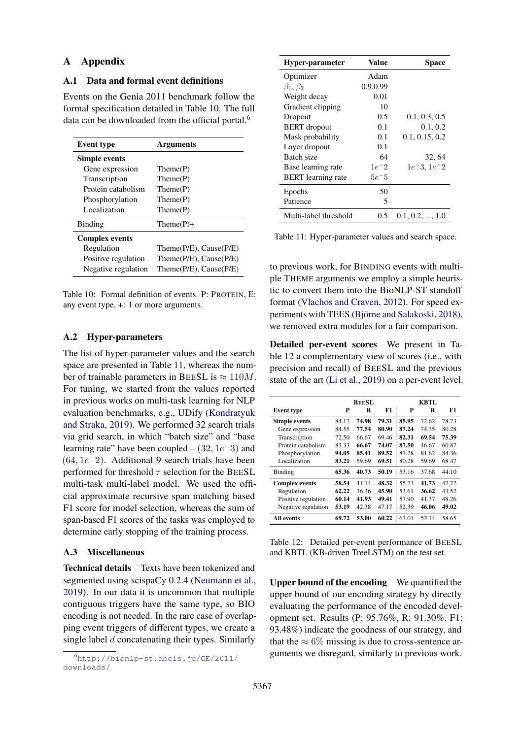## A Appendix

### A.1 Data and formal event definitions

Events on the Genia 2011 benchmark follow the formal specification detailed in Table 10. The full data can be downloaded from the official portal.[6]

| Event type | Arguments |
|---|---|
| **Simple events** | |
| Gene expression | Theme(P) |
| Transcription | Theme(P) |
| Protein catabolism | Theme(P) |
| Phosphorylation | Theme(P) |
| Localization | Theme(P) |
| Binding | Theme(P)+ |
| **Complex events** | |
| Regulation | Theme(P/E), Cause(P/E) |
| Positive regulation | Theme(P/E), Cause(P/E) |
| Negative regulation | Theme(P/E), Cause(P/E) |

Table 10: Formal definition of events. P: PROTEIN, E: any event type, +: 1 or more arguments.

### A.2 Hyper-parameters

The list of hyper-parameter values and the search space are presented in Table 11, whereas the number of trainable parameters in BEESL is $\approx 110M$. For tuning, we started from the values reported in previous works on multi-task learning for NLP evaluation benchmarks, e.g., UDify (Kondratyuk and Straka, 2019). We performed 32 search trials via grid search, in which "batch size" and "base learning rate" have been coupled – $(32, 1e^{-}3)$ and $(64, 1e^{-}2)$. Additional 9 search trials have been performed for threshold $\tau$ selection for the BEESL multi-task multi-label model. We used the official approximate recursive span matching based F1 score for model selection, whereas the sum of span-based F1 scores of the tasks was employed to determine early stopping of the training process.

| Hyper-parameter | Value | Space |
|---|---|---|
| Optimizer | Adam | |
| $\beta_1$, $\beta_2$ | 0.9,0.99 | |
| Weight decay | 0.01 | |
| Gradient clipping | 10 | |
| Dropout | 0.5 | 0.1, 0.3, 0.5 |
| BERT dropout | 0.1 | 0.1, 0.2 |
| Mask probability | 0.1 | 0.1, 0.15, 0.2 |
| Layer dropout | 0.1 | |
| Batch size | 64 | 32, 64 |
| Base learning rate | $1e^{-}2$ | $1e^{-}3$, $1e^{-}2$ |
| BERT learning rate | $5e^{-}5$ | |
| Epochs | 50 | |
| Patience | 5 | |
| Multi-label threshold | 0.5 | 0.1, 0.2, ..., 1.0 |

Table 11: Hyper-parameter values and search space.

### A.3 Miscellaneous

**Technical details** Texts have been tokenized and segmented using scispaCy 0.2.4 (Neumann et al., 2019). In our data it is uncommon that multiple contiguous triggers have the same type, so BIO encoding is not needed. In the rare case of overlapping event triggers of different types, we create a single label $d$ concatenating their types. Similarly to previous work, for BINDING events with multiple THEME arguments we employ a simple heuristic to convert them into the BioNLP-ST standoff format (Vlachos and Craven, 2012). For speed experiments with TEES (Björne and Salakoski, 2018), we removed extra modules for a fair comparison.

**Detailed per-event scores** We present in Table 12 a complementary view of scores (i.e., with precision and recall) of BEESL and the previous state of the art (Li et al., 2019) on a per-event level.

| | BEESL | | | KBTL | | |
|---|---|---|---|---|---|---|
| Event type | P | R | F1 | P | R | F1 |
| **Simple events** | 84.17 | **74.98** | **79.31** | **85.95** | 72.62 | 78.73 |
| Gene expression | 84.55 | **77.54** | **80.90** | **87.24** | 74.35 | 80.28 |
| Transcription | 72.50 | 66.67 | 69.46 | **82.31** | **69.54** | **75.39** |
| Protein catabolism | 83.33 | **66.67** | **74.07** | **87.50** | 46.67 | 60.87 |
| Phosphorylation | **94.05** | **85.41** | **89.52** | 87.28 | 81.62 | 84.36 |
| Localization | **83.21** | 59.69 | **69.51** | 80.28 | 59.69 | 68.47 |
| Binding | **65.36** | **40.73** | **50.19** | 53.16 | 37.68 | 44.10 |
| **Complex events** | **58.54** | 41.14 | **48.32** | 55.73 | **41.73** | 47.72 |
| Regulation | **62.22** | 36.36 | **45.90** | 53.61 | **36.62** | 43.52 |
| Positive regulation | **60.14** | **41.93** | **49.41** | 57.90 | 41.37 | 48.26 |
| Negative regulation | **53.19** | 42.38 | 47.17 | 52.39 | **46.06** | **49.02** |
| **All events** | **69.72** | **53.00** | **60.22** | 67.01 | 52.14 | 58.65 |

Table 12: Detailed per-event performance of BEESL and KBTL (KB-driven TreeLSTM) on the test set.

**Upper bound of the encoding** We quantified the upper bound of our encoding strategy by directly evaluating the performance of the encoded development set. Results (P: 95.76%, R: 91.30%, F1: 93.48%) indicate the goodness of our strategy, and that the $\approx 6\%$ missing is due to cross-sentence arguments we disregard, similarly to previous work.

[6] http://bionlp-st.dbcls.jp/GE/2011/downloads/